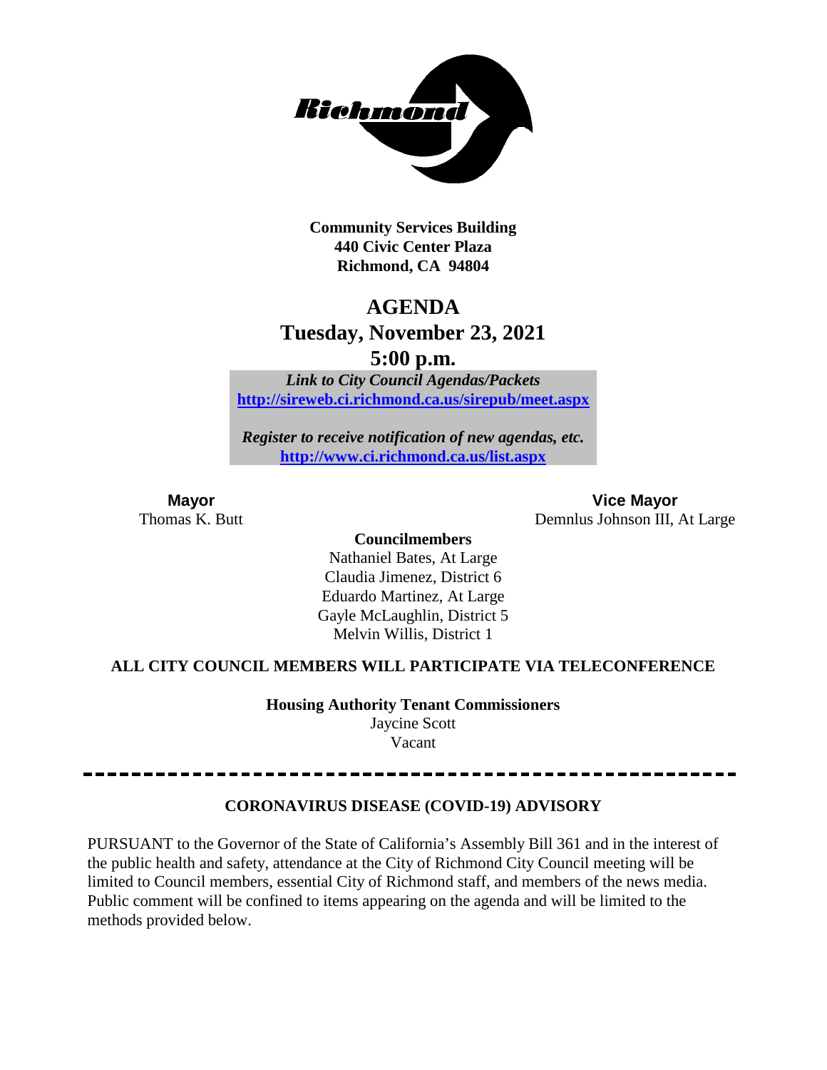**Community Services Building**
**440 Civic Center Plaza**
**Richmond, CA 94804**

# AGENDA
## Tuesday, November 23, 2021
## 5:00 p.m.

***Link to City Council Agendas/Packets***
**[http://sireweb.ci.richmond.ca.us/sirepub/meet.aspx](http://sireweb.ci.richmond.ca.us/sirepub/meet.aspx)**

***Register to receive notification of new agendas, etc.***
**[http://www.ci.richmond.ca.us/list.aspx](http://www.ci.richmond.ca.us/list.aspx)**

**Mayor**
Thomas K. Butt

**Vice Mayor**
Demnlus Johnson III, At Large

**Councilmembers**
Nathaniel Bates, At Large
Claudia Jimenez, District 6
Eduardo Martinez, At Large
Gayle McLaughlin, District 5
Melvin Willis, District 1

**ALL CITY COUNCIL MEMBERS WILL PARTICIPATE VIA TELECONFERENCE**

**Housing Authority Tenant Commissioners**
Jaycine Scott
Vacant

---

**CORONAVIRUS DISEASE (COVID-19) ADVISORY**

PURSUANT to the Governor of the State of California's Assembly Bill 361 and in the interest of the public health and safety, attendance at the City of Richmond City Council meeting will be limited to Council members, essential City of Richmond staff, and members of the news media. Public comment will be confined to items appearing on the agenda and will be limited to the methods provided below.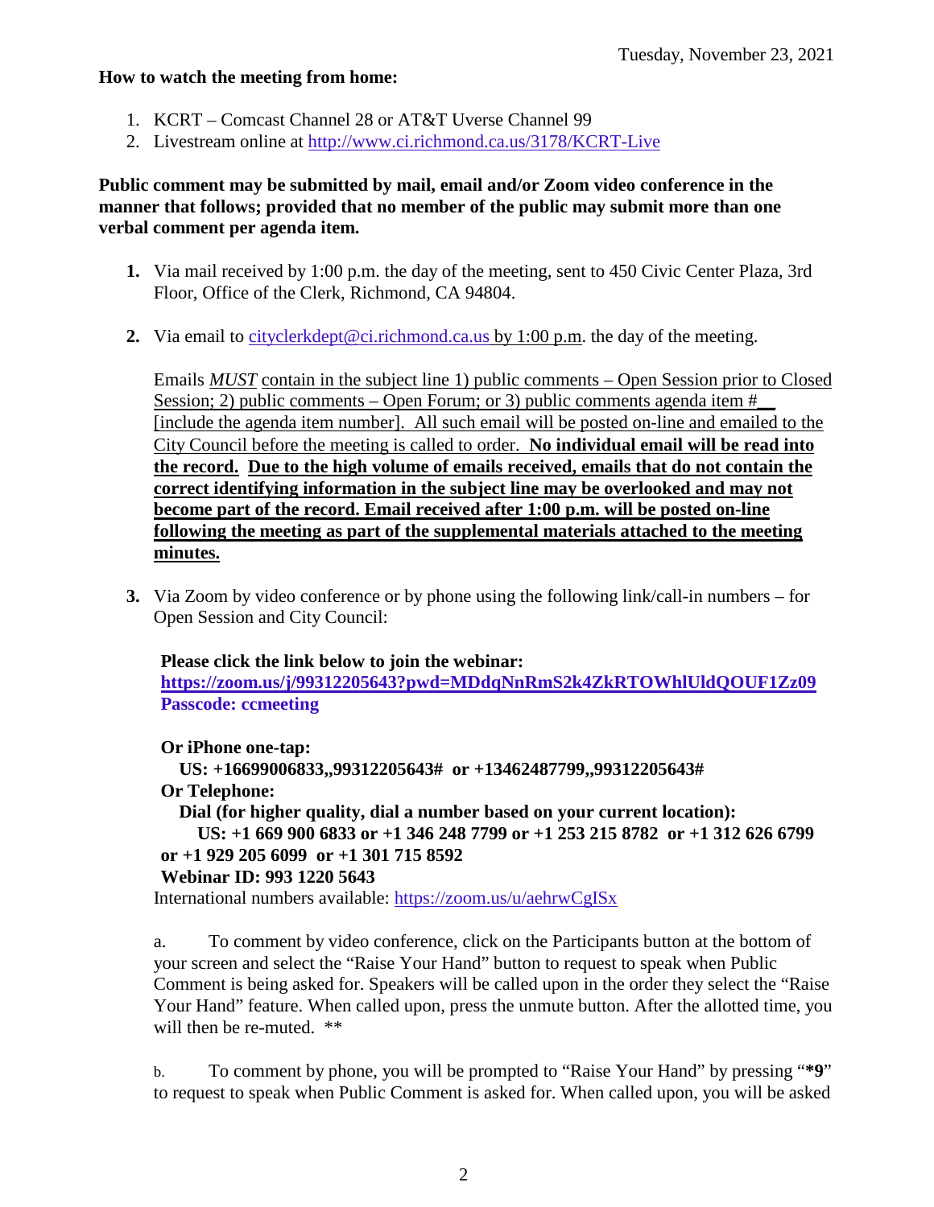Tuesday, November 23, 2021

**How to watch the meeting from home:**

1. KCRT – Comcast Channel 28 or AT&T Uverse Channel 99
2. Livestream online at http://www.ci.richmond.ca.us/3178/KCRT-Live

**Public comment may be submitted by mail, email and/or Zoom video conference in the manner that follows; provided that no member of the public may submit more than one verbal comment per agenda item.**

**1.** Via mail received by 1:00 p.m. the day of the meeting, sent to 450 Civic Center Plaza, 3rd Floor, Office of the Clerk, Richmond, CA 94804.

**2.** Via email to cityclerkdept@ci.richmond.ca.us by 1:00 p.m. the day of the meeting.

Emails *MUST* contain in the subject line 1) public comments – Open Session prior to Closed Session; 2) public comments – Open Forum; or 3) public comments agenda item #__ [include the agenda item number]. All such email will be posted on-line and emailed to the City Council before the meeting is called to order. **No individual email will be read into the record. Due to the high volume of emails received, emails that do not contain the correct identifying information in the subject line may be overlooked and may not become part of the record. Email received after 1:00 p.m. will be posted on-line following the meeting as part of the supplemental materials attached to the meeting minutes.**

**3.** Via Zoom by video conference or by phone using the following link/call-in numbers – for Open Session and City Council:

**Please click the link below to join the webinar:**
**https://zoom.us/j/99312205643?pwd=MDdqNnRmS2k4ZkRTOWhlUldQOUF1Zz09**
**Passcode: ccmeeting**

**Or iPhone one-tap:**
**US: +16699006833,,99312205643# or +13462487799,,99312205643#**
**Or Telephone:**
**Dial (for higher quality, dial a number based on your current location):**
**US: +1 669 900 6833 or +1 346 248 7799 or +1 253 215 8782 or +1 312 626 6799 or +1 929 205 6099 or +1 301 715 8592**
**Webinar ID: 993 1220 5643**
International numbers available: https://zoom.us/u/aehrwCgISx

a. To comment by video conference, click on the Participants button at the bottom of your screen and select the "Raise Your Hand" button to request to speak when Public Comment is being asked for. Speakers will be called upon in the order they select the "Raise Your Hand" feature. When called upon, press the unmute button. After the allotted time, you will then be re-muted. **

b. To comment by phone, you will be prompted to "Raise Your Hand" by pressing "***9**" to request to speak when Public Comment is asked for. When called upon, you will be asked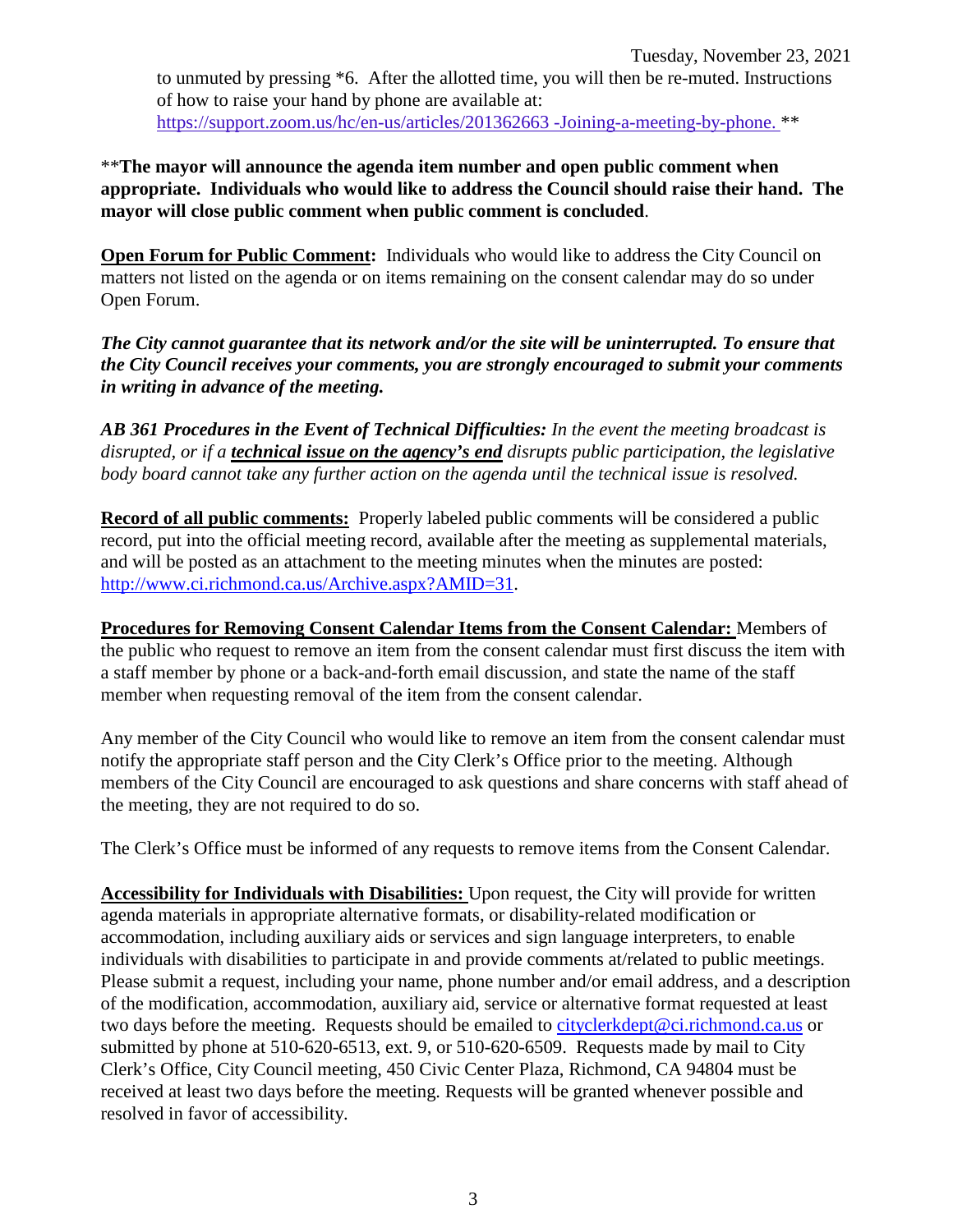to unmuted by pressing *6. After the allotted time, you will then be re-muted. Instructions of how to raise your hand by phone are available at: https://support.zoom.us/hc/en-us/articles/201362663 -Joining-a-meeting-by-phone. **

****The mayor will announce the agenda item number and open public comment when appropriate. Individuals who would like to address the Council should raise their hand. The mayor will close public comment when public comment is concluded**.

**Open Forum for Public Comment:** Individuals who would like to address the City Council on matters not listed on the agenda or on items remaining on the consent calendar may do so under Open Forum.

***The City cannot guarantee that its network and/or the site will be uninterrupted. To ensure that the City Council receives your comments, you are strongly encouraged to submit your comments in writing in advance of the meeting.***

***AB 361 Procedures in the Event of Technical Difficulties:*** *In the event the meeting broadcast is disrupted, or if a **technical issue on the agency's end** disrupts public participation, the legislative body board cannot take any further action on the agenda until the technical issue is resolved.*

**Record of all public comments:** Properly labeled public comments will be considered a public record, put into the official meeting record, available after the meeting as supplemental materials, and will be posted as an attachment to the meeting minutes when the minutes are posted: http://www.ci.richmond.ca.us/Archive.aspx?AMID=31.

**Procedures for Removing Consent Calendar Items from the Consent Calendar:** Members of the public who request to remove an item from the consent calendar must first discuss the item with a staff member by phone or a back-and-forth email discussion, and state the name of the staff member when requesting removal of the item from the consent calendar.

Any member of the City Council who would like to remove an item from the consent calendar must notify the appropriate staff person and the City Clerk's Office prior to the meeting. Although members of the City Council are encouraged to ask questions and share concerns with staff ahead of the meeting, they are not required to do so.

The Clerk's Office must be informed of any requests to remove items from the Consent Calendar.

**Accessibility for Individuals with Disabilities:** Upon request, the City will provide for written agenda materials in appropriate alternative formats, or disability-related modification or accommodation, including auxiliary aids or services and sign language interpreters, to enable individuals with disabilities to participate in and provide comments at/related to public meetings. Please submit a request, including your name, phone number and/or email address, and a description of the modification, accommodation, auxiliary aid, service or alternative format requested at least two days before the meeting. Requests should be emailed to cityclerkdept@ci.richmond.ca.us or submitted by phone at 510-620-6513, ext. 9, or 510-620-6509. Requests made by mail to City Clerk's Office, City Council meeting, 450 Civic Center Plaza, Richmond, CA 94804 must be received at least two days before the meeting. Requests will be granted whenever possible and resolved in favor of accessibility.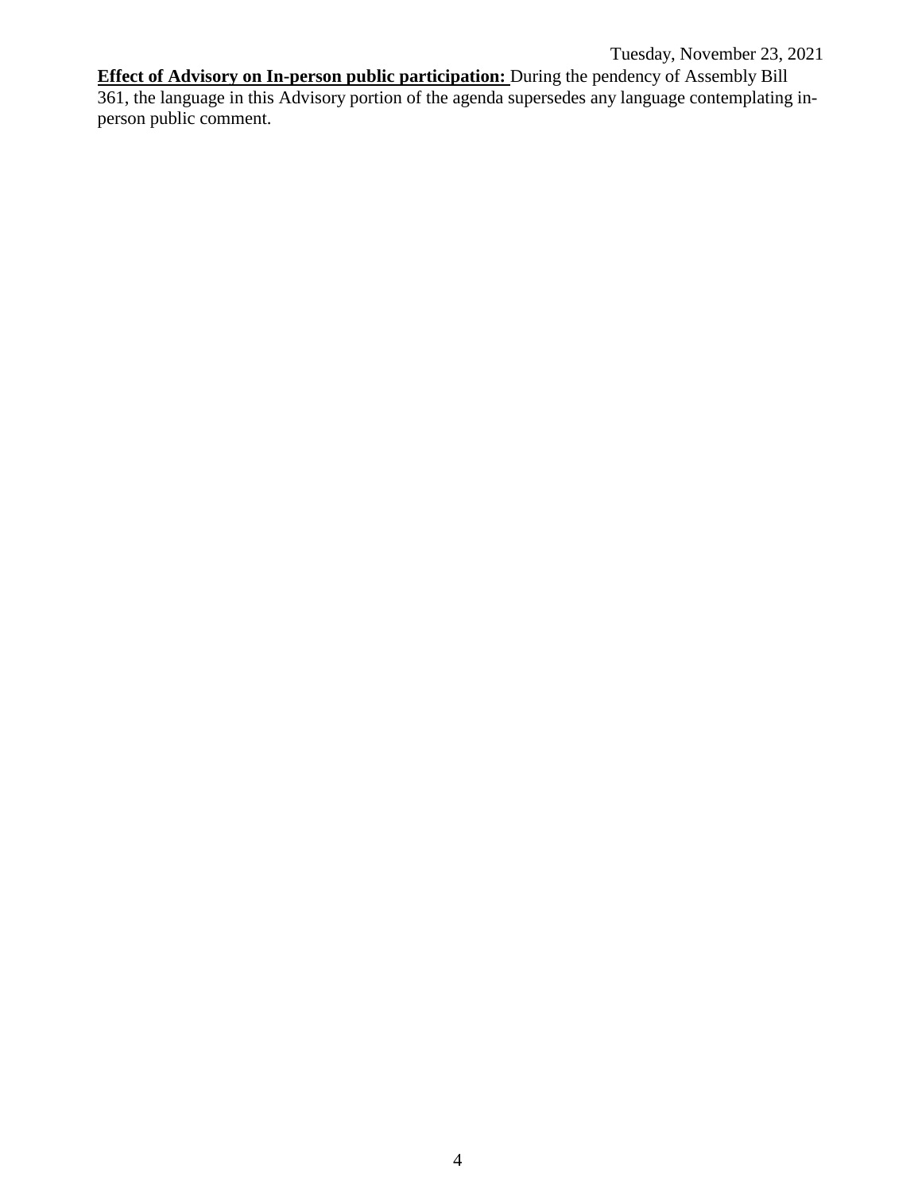**Effect of Advisory on In-person public participation:** During the pendency of Assembly Bill 361, the language in this Advisory portion of the agenda supersedes any language contemplating in-person public comment.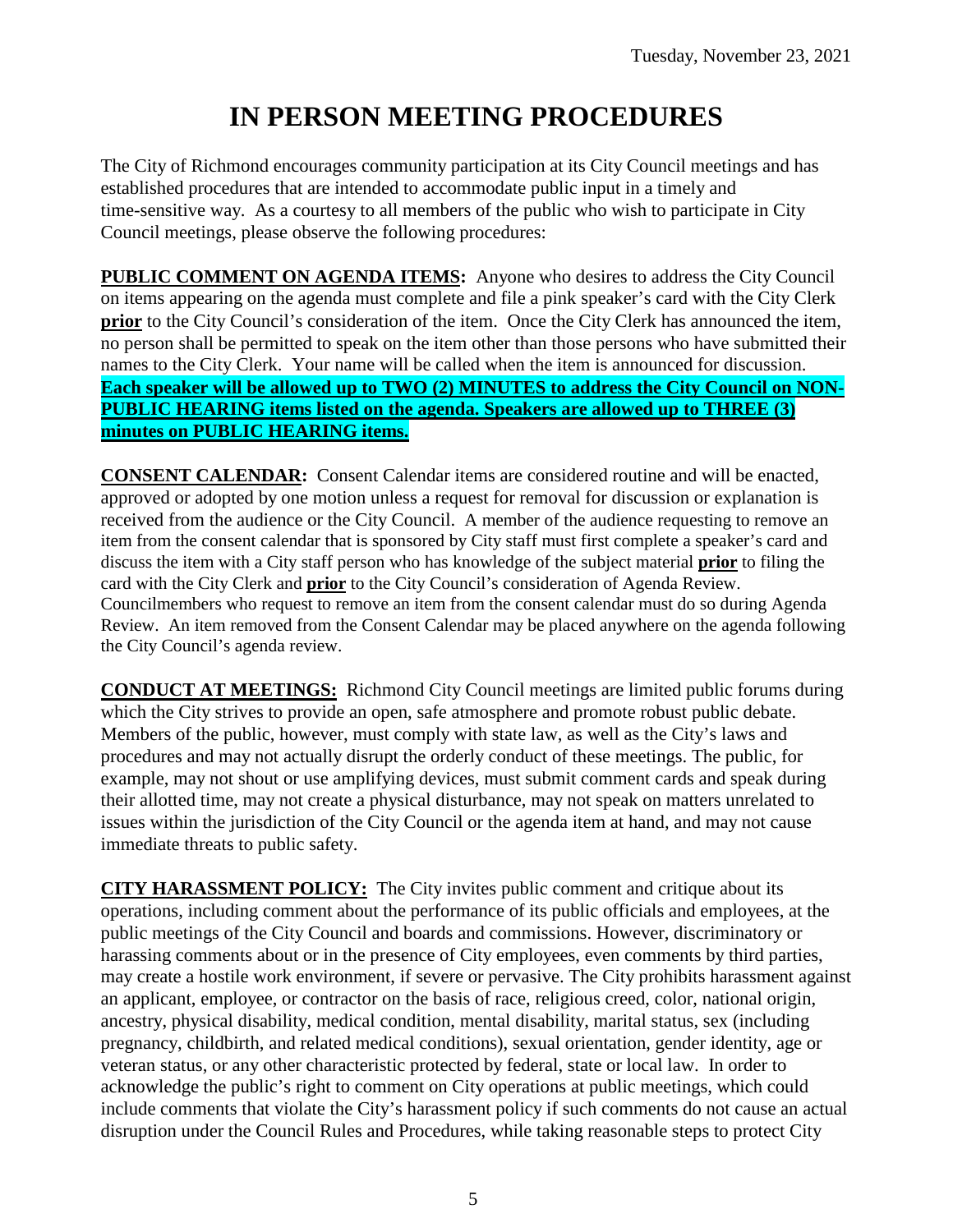# IN PERSON MEETING PROCEDURES

The City of Richmond encourages community participation at its City Council meetings and has established procedures that are intended to accommodate public input in a timely and time-sensitive way. As a courtesy to all members of the public who wish to participate in City Council meetings, please observe the following procedures:

**PUBLIC COMMENT ON AGENDA ITEMS:** Anyone who desires to address the City Council on items appearing on the agenda must complete and file a pink speaker's card with the City Clerk **prior** to the City Council's consideration of the item. Once the City Clerk has announced the item, no person shall be permitted to speak on the item other than those persons who have submitted their names to the City Clerk. Your name will be called when the item is announced for discussion. **Each speaker will be allowed up to TWO (2) MINUTES to address the City Council on NON-PUBLIC HEARING items listed on the agenda. Speakers are allowed up to THREE (3) minutes on PUBLIC HEARING items.**

**CONSENT CALENDAR:** Consent Calendar items are considered routine and will be enacted, approved or adopted by one motion unless a request for removal for discussion or explanation is received from the audience or the City Council. A member of the audience requesting to remove an item from the consent calendar that is sponsored by City staff must first complete a speaker's card and discuss the item with a City staff person who has knowledge of the subject material **prior** to filing the card with the City Clerk and **prior** to the City Council's consideration of Agenda Review. Councilmembers who request to remove an item from the consent calendar must do so during Agenda Review. An item removed from the Consent Calendar may be placed anywhere on the agenda following the City Council's agenda review.

**CONDUCT AT MEETINGS:** Richmond City Council meetings are limited public forums during which the City strives to provide an open, safe atmosphere and promote robust public debate. Members of the public, however, must comply with state law, as well as the City's laws and procedures and may not actually disrupt the orderly conduct of these meetings. The public, for example, may not shout or use amplifying devices, must submit comment cards and speak during their allotted time, may not create a physical disturbance, may not speak on matters unrelated to issues within the jurisdiction of the City Council or the agenda item at hand, and may not cause immediate threats to public safety.

**CITY HARASSMENT POLICY:** The City invites public comment and critique about its operations, including comment about the performance of its public officials and employees, at the public meetings of the City Council and boards and commissions. However, discriminatory or harassing comments about or in the presence of City employees, even comments by third parties, may create a hostile work environment, if severe or pervasive. The City prohibits harassment against an applicant, employee, or contractor on the basis of race, religious creed, color, national origin, ancestry, physical disability, medical condition, mental disability, marital status, sex (including pregnancy, childbirth, and related medical conditions), sexual orientation, gender identity, age or veteran status, or any other characteristic protected by federal, state or local law. In order to acknowledge the public's right to comment on City operations at public meetings, which could include comments that violate the City's harassment policy if such comments do not cause an actual disruption under the Council Rules and Procedures, while taking reasonable steps to protect City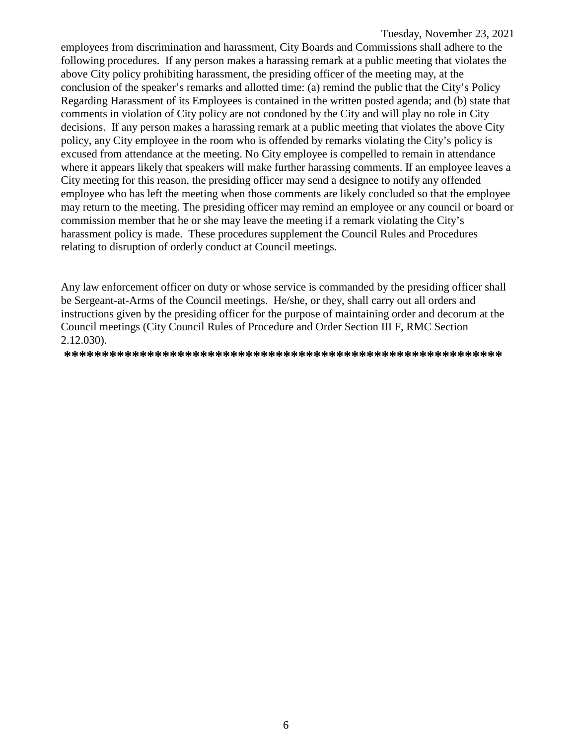employees from discrimination and harassment, City Boards and Commissions shall adhere to the following procedures. If any person makes a harassing remark at a public meeting that violates the above City policy prohibiting harassment, the presiding officer of the meeting may, at the conclusion of the speaker's remarks and allotted time: (a) remind the public that the City's Policy Regarding Harassment of its Employees is contained in the written posted agenda; and (b) state that comments in violation of City policy are not condoned by the City and will play no role in City decisions. If any person makes a harassing remark at a public meeting that violates the above City policy, any City employee in the room who is offended by remarks violating the City's policy is excused from attendance at the meeting. No City employee is compelled to remain in attendance where it appears likely that speakers will make further harassing comments. If an employee leaves a City meeting for this reason, the presiding officer may send a designee to notify any offended employee who has left the meeting when those comments are likely concluded so that the employee may return to the meeting. The presiding officer may remind an employee or any council or board or commission member that he or she may leave the meeting if a remark violating the City's harassment policy is made. These procedures supplement the Council Rules and Procedures relating to disruption of orderly conduct at Council meetings.

Any law enforcement officer on duty or whose service is commanded by the presiding officer shall be Sergeant-at-Arms of the Council meetings. He/she, or they, shall carry out all orders and instructions given by the presiding officer for the purpose of maintaining order and decorum at the Council meetings (City Council Rules of Procedure and Order Section III F, RMC Section 2.12.030).

**********************************************************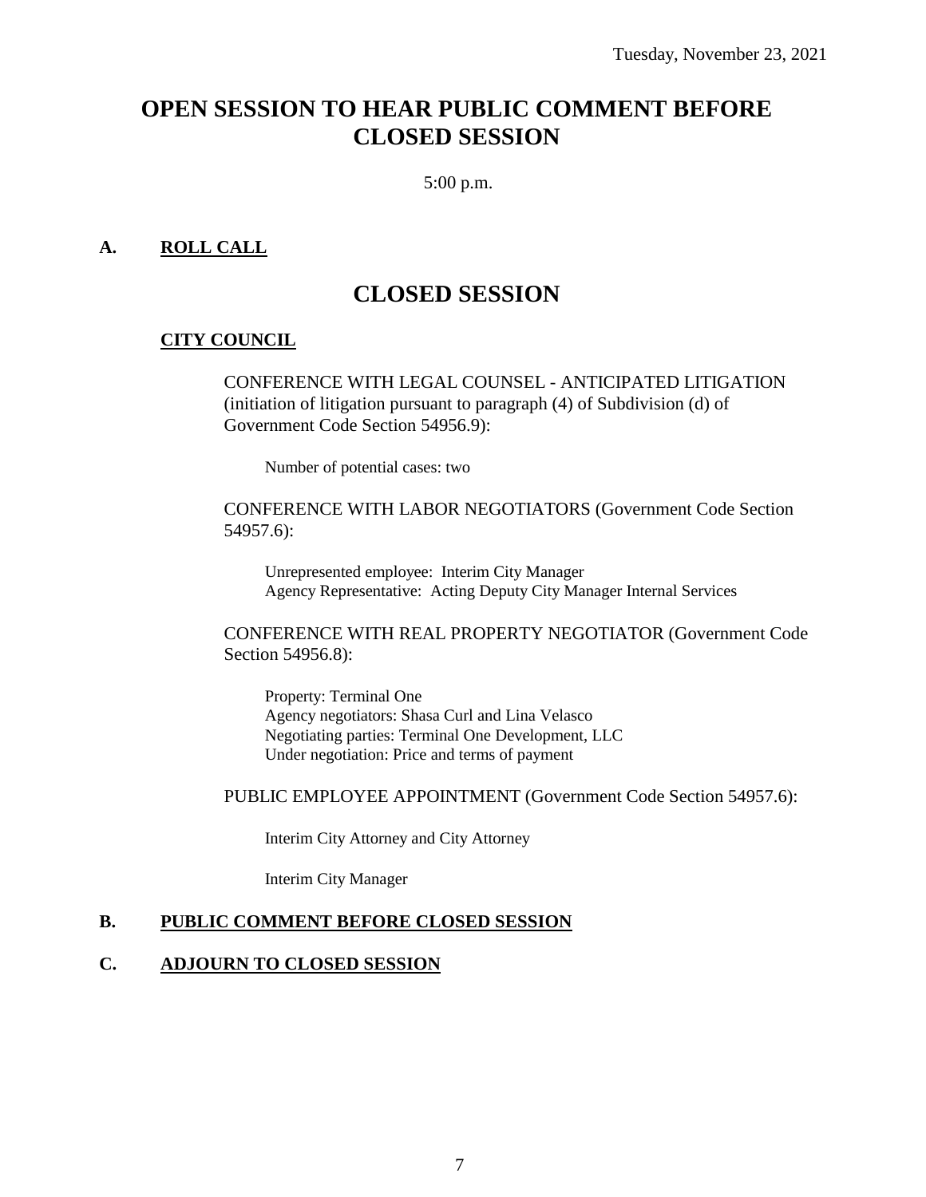# OPEN SESSION TO HEAR PUBLIC COMMENT BEFORE CLOSED SESSION

5:00 p.m.

## A. ROLL CALL

# CLOSED SESSION

### CITY COUNCIL

CONFERENCE WITH LEGAL COUNSEL - ANTICIPATED LITIGATION (initiation of litigation pursuant to paragraph (4) of Subdivision (d) of Government Code Section 54956.9):

Number of potential cases: two

CONFERENCE WITH LABOR NEGOTIATORS (Government Code Section 54957.6):

Unrepresented employee: Interim City Manager
Agency Representative: Acting Deputy City Manager Internal Services

CONFERENCE WITH REAL PROPERTY NEGOTIATOR (Government Code Section 54956.8):

Property: Terminal One
Agency negotiators: Shasa Curl and Lina Velasco
Negotiating parties: Terminal One Development, LLC
Under negotiation: Price and terms of payment

PUBLIC EMPLOYEE APPOINTMENT (Government Code Section 54957.6):

Interim City Attorney and City Attorney

Interim City Manager

## B. PUBLIC COMMENT BEFORE CLOSED SESSION

## C. ADJOURN TO CLOSED SESSION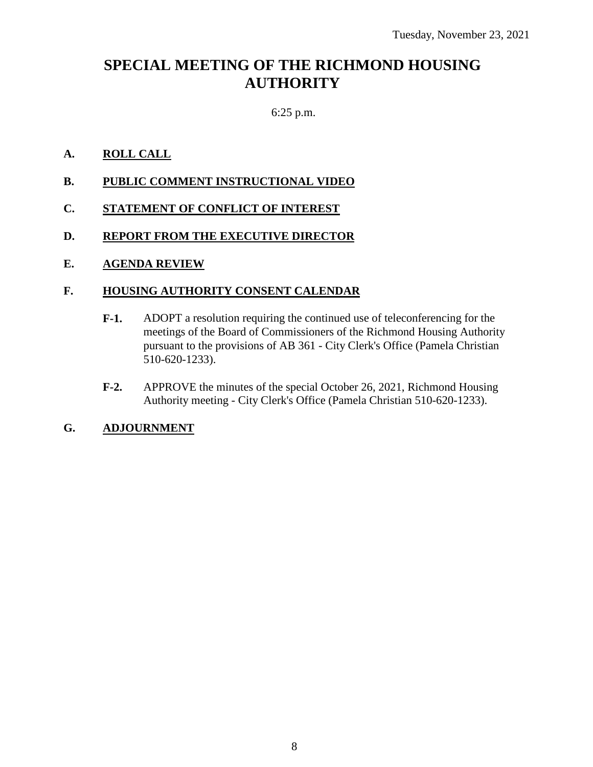Tuesday, November 23, 2021

# SPECIAL MEETING OF THE RICHMOND HOUSING AUTHORITY

6:25 p.m.

**A. ROLL CALL**

**B. PUBLIC COMMENT INSTRUCTIONAL VIDEO**

**C. STATEMENT OF CONFLICT OF INTEREST**

**D. REPORT FROM THE EXECUTIVE DIRECTOR**

**E. AGENDA REVIEW**

**F. HOUSING AUTHORITY CONSENT CALENDAR**

**F-1.** ADOPT a resolution requiring the continued use of teleconferencing for the meetings of the Board of Commissioners of the Richmond Housing Authority pursuant to the provisions of AB 361 - City Clerk's Office (Pamela Christian 510-620-1233).

**F-2.** APPROVE the minutes of the special October 26, 2021, Richmond Housing Authority meeting - City Clerk's Office (Pamela Christian 510-620-1233).

**G. ADJOURNMENT**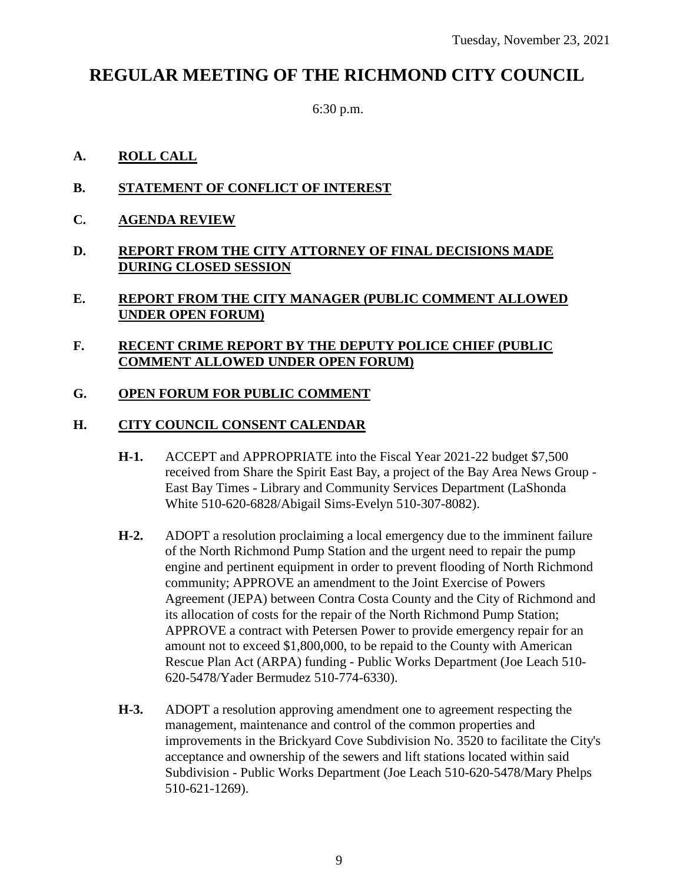Tuesday, November 23, 2021

# REGULAR MEETING OF THE RICHMOND CITY COUNCIL

6:30 p.m.

**A. ROLL CALL**

**B. STATEMENT OF CONFLICT OF INTEREST**

**C. AGENDA REVIEW**

**D. REPORT FROM THE CITY ATTORNEY OF FINAL DECISIONS MADE DURING CLOSED SESSION**

**E. REPORT FROM THE CITY MANAGER (PUBLIC COMMENT ALLOWED UNDER OPEN FORUM)**

**F. RECENT CRIME REPORT BY THE DEPUTY POLICE CHIEF (PUBLIC COMMENT ALLOWED UNDER OPEN FORUM)**

**G. OPEN FORUM FOR PUBLIC COMMENT**

**H. CITY COUNCIL CONSENT CALENDAR**

**H-1.** ACCEPT and APPROPRIATE into the Fiscal Year 2021-22 budget $7,500 received from Share the Spirit East Bay, a project of the Bay Area News Group - East Bay Times - Library and Community Services Department (LaShonda White 510-620-6828/Abigail Sims-Evelyn 510-307-8082).

**H-2.** ADOPT a resolution proclaiming a local emergency due to the imminent failure of the North Richmond Pump Station and the urgent need to repair the pump engine and pertinent equipment in order to prevent flooding of North Richmond community; APPROVE an amendment to the Joint Exercise of Powers Agreement (JEPA) between Contra Costa County and the City of Richmond and its allocation of costs for the repair of the North Richmond Pump Station; APPROVE a contract with Petersen Power to provide emergency repair for an amount not to exceed $1,800,000, to be repaid to the County with American Rescue Plan Act (ARPA) funding - Public Works Department (Joe Leach 510-620-5478/Yader Bermudez 510-774-6330).

**H-3.** ADOPT a resolution approving amendment one to agreement respecting the management, maintenance and control of the common properties and improvements in the Brickyard Cove Subdivision No. 3520 to facilitate the City's acceptance and ownership of the sewers and lift stations located within said Subdivision - Public Works Department (Joe Leach 510-620-5478/Mary Phelps 510-621-1269).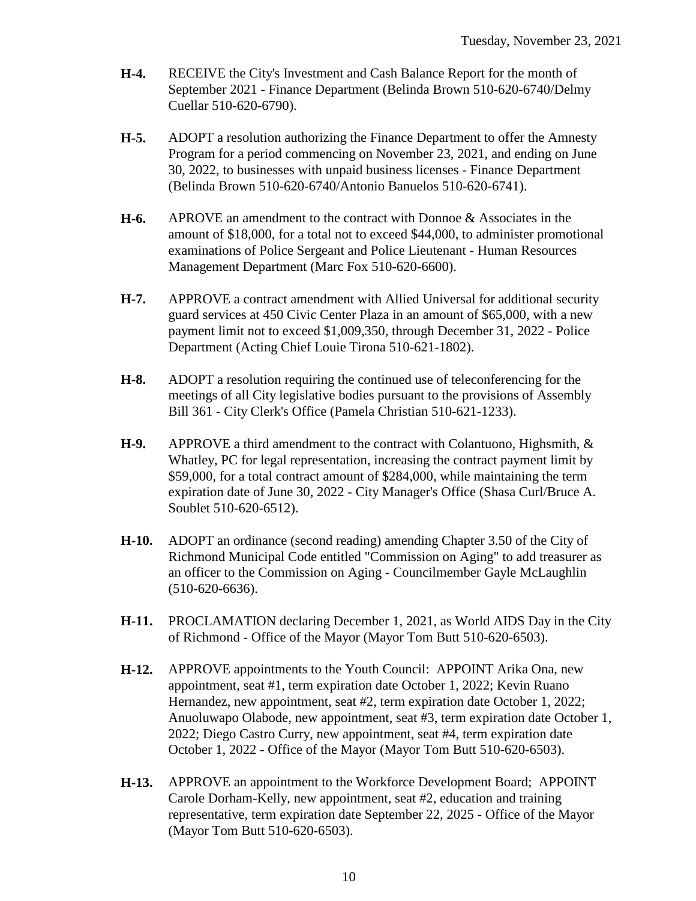**H-4.** RECEIVE the City's Investment and Cash Balance Report for the month of September 2021 - Finance Department (Belinda Brown 510-620-6740/Delmy Cuellar 510-620-6790).

**H-5.** ADOPT a resolution authorizing the Finance Department to offer the Amnesty Program for a period commencing on November 23, 2021, and ending on June 30, 2022, to businesses with unpaid business licenses - Finance Department (Belinda Brown 510-620-6740/Antonio Banuelos 510-620-6741).

**H-6.** APROVE an amendment to the contract with Donnoe & Associates in the amount of $18,000, for a total not to exceed $44,000, to administer promotional examinations of Police Sergeant and Police Lieutenant - Human Resources Management Department (Marc Fox 510-620-6600).

**H-7.** APPROVE a contract amendment with Allied Universal for additional security guard services at 450 Civic Center Plaza in an amount of $65,000, with a new payment limit not to exceed $1,009,350, through December 31, 2022 - Police Department (Acting Chief Louie Tirona 510-621-1802).

**H-8.** ADOPT a resolution requiring the continued use of teleconferencing for the meetings of all City legislative bodies pursuant to the provisions of Assembly Bill 361 - City Clerk's Office (Pamela Christian 510-621-1233).

**H-9.** APPROVE a third amendment to the contract with Colantuono, Highsmith, & Whatley, PC for legal representation, increasing the contract payment limit by $59,000, for a total contract amount of $284,000, while maintaining the term expiration date of June 30, 2022 - City Manager's Office (Shasa Curl/Bruce A. Soublet 510-620-6512).

**H-10.** ADOPT an ordinance (second reading) amending Chapter 3.50 of the City of Richmond Municipal Code entitled "Commission on Aging" to add treasurer as an officer to the Commission on Aging - Councilmember Gayle McLaughlin (510-620-6636).

**H-11.** PROCLAMATION declaring December 1, 2021, as World AIDS Day in the City of Richmond - Office of the Mayor (Mayor Tom Butt 510-620-6503).

**H-12.** APPROVE appointments to the Youth Council: APPOINT Arika Ona, new appointment, seat #1, term expiration date October 1, 2022; Kevin Ruano Hernandez, new appointment, seat #2, term expiration date October 1, 2022; Anuoluwapo Olabode, new appointment, seat #3, term expiration date October 1, 2022; Diego Castro Curry, new appointment, seat #4, term expiration date October 1, 2022 - Office of the Mayor (Mayor Tom Butt 510-620-6503).

**H-13.** APPROVE an appointment to the Workforce Development Board; APPOINT Carole Dorham-Kelly, new appointment, seat #2, education and training representative, term expiration date September 22, 2025 - Office of the Mayor (Mayor Tom Butt 510-620-6503).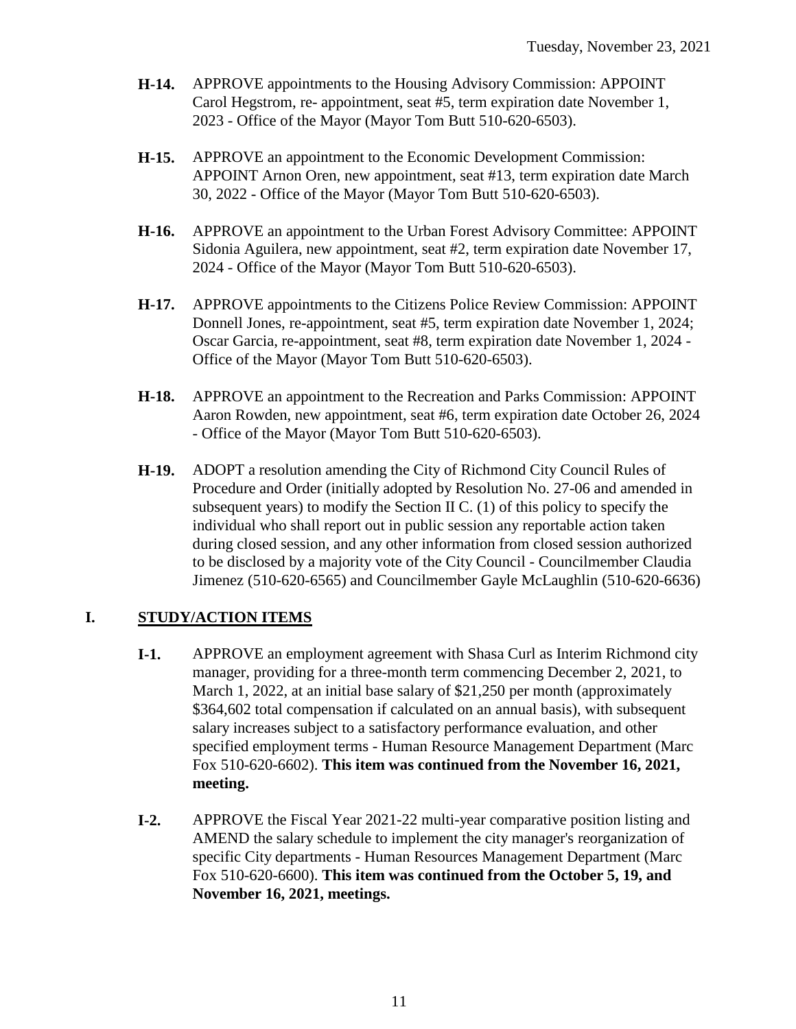**H-14.** APPROVE appointments to the Housing Advisory Commission: APPOINT Carol Hegstrom, re- appointment, seat #5, term expiration date November 1, 2023 - Office of the Mayor (Mayor Tom Butt 510-620-6503).

**H-15.** APPROVE an appointment to the Economic Development Commission: APPOINT Arnon Oren, new appointment, seat #13, term expiration date March 30, 2022 - Office of the Mayor (Mayor Tom Butt 510-620-6503).

**H-16.** APPROVE an appointment to the Urban Forest Advisory Committee: APPOINT Sidonia Aguilera, new appointment, seat #2, term expiration date November 17, 2024 - Office of the Mayor (Mayor Tom Butt 510-620-6503).

**H-17.** APPROVE appointments to the Citizens Police Review Commission: APPOINT Donnell Jones, re-appointment, seat #5, term expiration date November 1, 2024; Oscar Garcia, re-appointment, seat #8, term expiration date November 1, 2024 - Office of the Mayor (Mayor Tom Butt 510-620-6503).

**H-18.** APPROVE an appointment to the Recreation and Parks Commission: APPOINT Aaron Rowden, new appointment, seat #6, term expiration date October 26, 2024 - Office of the Mayor (Mayor Tom Butt 510-620-6503).

**H-19.** ADOPT a resolution amending the City of Richmond City Council Rules of Procedure and Order (initially adopted by Resolution No. 27-06 and amended in subsequent years) to modify the Section II C. (1) of this policy to specify the individual who shall report out in public session any reportable action taken during closed session, and any other information from closed session authorized to be disclosed by a majority vote of the City Council - Councilmember Claudia Jimenez (510-620-6565) and Councilmember Gayle McLaughlin (510-620-6636)

## I. STUDY/ACTION ITEMS

**I-1.** APPROVE an employment agreement with Shasa Curl as Interim Richmond city manager, providing for a three-month term commencing December 2, 2021, to March 1, 2022, at an initial base salary of $21,250 per month (approximately $364,602 total compensation if calculated on an annual basis), with subsequent salary increases subject to a satisfactory performance evaluation, and other specified employment terms - Human Resource Management Department (Marc Fox 510-620-6602). **This item was continued from the November 16, 2021, meeting.**

**I-2.** APPROVE the Fiscal Year 2021-22 multi-year comparative position listing and AMEND the salary schedule to implement the city manager's reorganization of specific City departments - Human Resources Management Department (Marc Fox 510-620-6600). **This item was continued from the October 5, 19, and November 16, 2021, meetings.**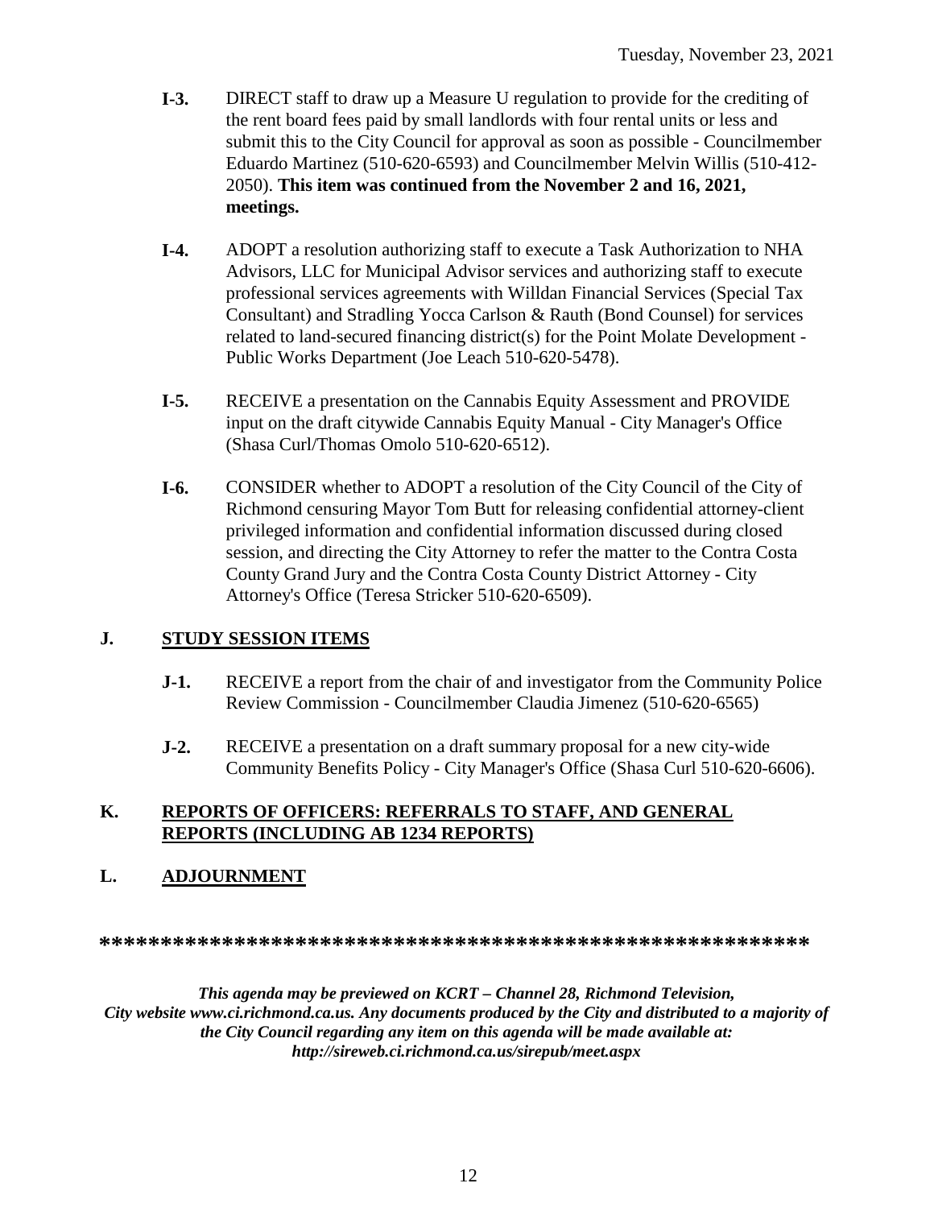**I-3.** DIRECT staff to draw up a Measure U regulation to provide for the crediting of the rent board fees paid by small landlords with four rental units or less and submit this to the City Council for approval as soon as possible - Councilmember Eduardo Martinez (510-620-6593) and Councilmember Melvin Willis (510-412-2050). **This item was continued from the November 2 and 16, 2021, meetings.**

**I-4.** ADOPT a resolution authorizing staff to execute a Task Authorization to NHA Advisors, LLC for Municipal Advisor services and authorizing staff to execute professional services agreements with Willdan Financial Services (Special Tax Consultant) and Stradling Yocca Carlson & Rauth (Bond Counsel) for services related to land-secured financing district(s) for the Point Molate Development - Public Works Department (Joe Leach 510-620-5478).

**I-5.** RECEIVE a presentation on the Cannabis Equity Assessment and PROVIDE input on the draft citywide Cannabis Equity Manual - City Manager's Office (Shasa Curl/Thomas Omolo 510-620-6512).

**I-6.** CONSIDER whether to ADOPT a resolution of the City Council of the City of Richmond censuring Mayor Tom Butt for releasing confidential attorney-client privileged information and confidential information discussed during closed session, and directing the City Attorney to refer the matter to the Contra Costa County Grand Jury and the Contra Costa County District Attorney - City Attorney's Office (Teresa Stricker 510-620-6509).

## J. STUDY SESSION ITEMS

**J-1.** RECEIVE a report from the chair of and investigator from the Community Police Review Commission - Councilmember Claudia Jimenez (510-620-6565)

**J-2.** RECEIVE a presentation on a draft summary proposal for a new city-wide Community Benefits Policy - City Manager's Office (Shasa Curl 510-620-6606).

## K. REPORTS OF OFFICERS: REFERRALS TO STAFF, AND GENERAL REPORTS (INCLUDING AB 1234 REPORTS)

## L. ADJOURNMENT

**************************************************************

***This agenda may be previewed on KCRT – Channel 28, Richmond Television, City website www.ci.richmond.ca.us. Any documents produced by the City and distributed to a majority of the City Council regarding any item on this agenda will be made available at: http://sireweb.ci.richmond.ca.us/sirepub/meet.aspx***